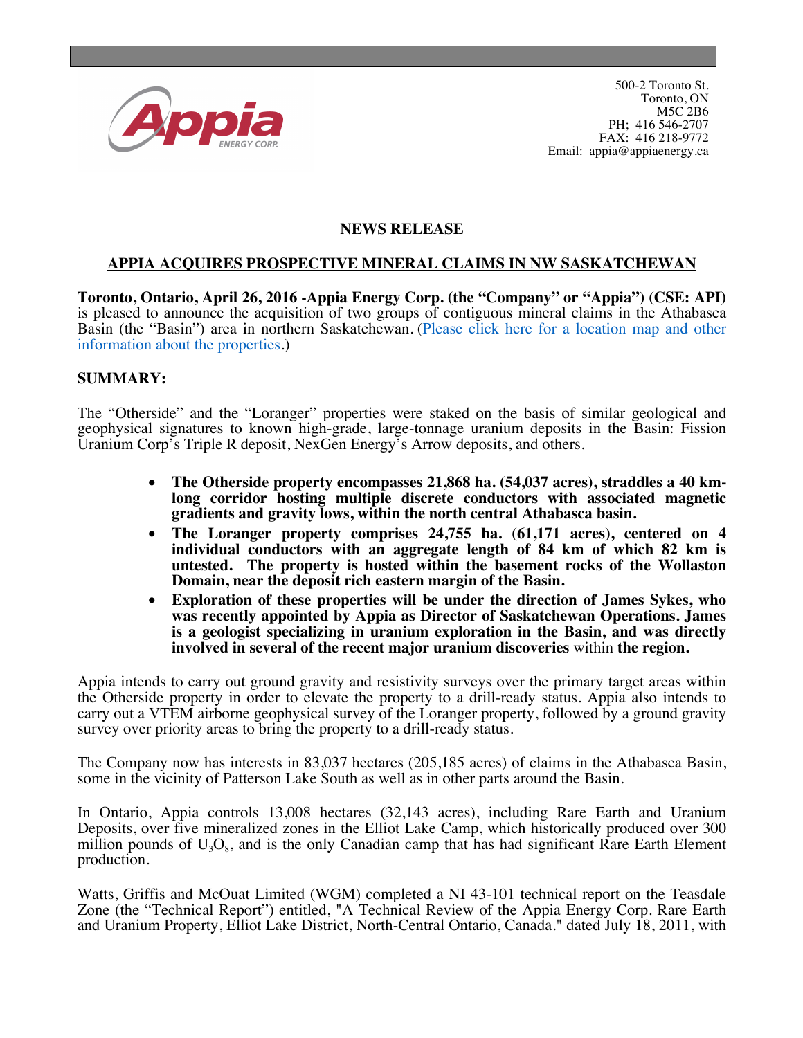500-2 Toronto St.
Toronto, ON
M5C 2B6
PH; 416 546-2707
FAX: 416 218-9772
Email: appia@appiaenergy.ca

## NEWS RELEASE

## APPIA ACQUIRES PROSPECTIVE MINERAL CLAIMS IN NW SASKATCHEWAN

**Toronto, Ontario, April 26, 2016 -Appia Energy Corp. (the "Company" or "Appia") (CSE: API)** is pleased to announce the acquisition of two groups of contiguous mineral claims in the Athabasca Basin (the "Basin") area in northern Saskatchewan. (Please click here for a location map and other information about the properties.)

### SUMMARY:

The "Otherside" and the "Loranger" properties were staked on the basis of similar geological and geophysical signatures to known high-grade, large-tonnage uranium deposits in the Basin: Fission Uranium Corp's Triple R deposit, NexGen Energy's Arrow deposits, and others.

- **The Otherside property encompasses 21,868 ha. (54,037 acres), straddles a 40 km-long corridor hosting multiple discrete conductors with associated magnetic gradients and gravity lows, within the north central Athabasca basin.**
- **The Loranger property comprises 24,755 ha. (61,171 acres), centered on 4 individual conductors with an aggregate length of 84 km of which 82 km is untested. The property is hosted within the basement rocks of the Wollaston Domain, near the deposit rich eastern margin of the Basin.**
- **Exploration of these properties will be under the direction of James Sykes, who was recently appointed by Appia as Director of Saskatchewan Operations. James is a geologist specializing in uranium exploration in the Basin, and was directly involved in several of the recent major uranium discoveries** within **the region.**

Appia intends to carry out ground gravity and resistivity surveys over the primary target areas within the Otherside property in order to elevate the property to a drill-ready status. Appia also intends to carry out a VTEM airborne geophysical survey of the Loranger property, followed by a ground gravity survey over priority areas to bring the property to a drill-ready status.

The Company now has interests in 83,037 hectares (205,185 acres) of claims in the Athabasca Basin, some in the vicinity of Patterson Lake South as well as in other parts around the Basin.

In Ontario, Appia controls 13,008 hectares (32,143 acres), including Rare Earth and Uranium Deposits, over five mineralized zones in the Elliot Lake Camp, which historically produced over 300 million pounds of $U_3O_8$, and is the only Canadian camp that has had significant Rare Earth Element production.

Watts, Griffis and McOuat Limited (WGM) completed a NI 43-101 technical report on the Teasdale Zone (the "Technical Report") entitled, "A Technical Review of the Appia Energy Corp. Rare Earth and Uranium Property, Elliot Lake District, North-Central Ontario, Canada." dated July 18, 2011, with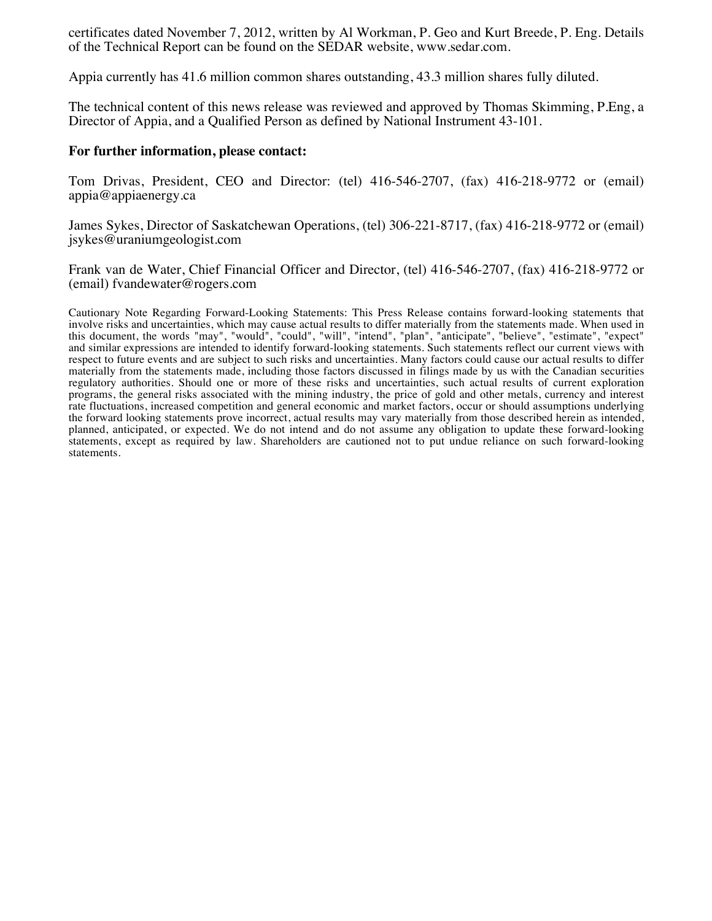certificates dated November 7, 2012, written by Al Workman, P. Geo and Kurt Breede, P. Eng. Details of the Technical Report can be found on the SEDAR website, www.sedar.com.

Appia currently has 41.6 million common shares outstanding, 43.3 million shares fully diluted.

The technical content of this news release was reviewed and approved by Thomas Skimming, P.Eng, a Director of Appia, and a Qualified Person as defined by National Instrument 43-101.

**For further information, please contact:**

Tom Drivas, President, CEO and Director: (tel) 416-546-2707, (fax) 416-218-9772 or (email) appia@appiaenergy.ca

James Sykes, Director of Saskatchewan Operations, (tel) 306-221-8717, (fax) 416-218-9772 or (email) jsykes@uraniumgeologist.com

Frank van de Water, Chief Financial Officer and Director, (tel) 416-546-2707, (fax) 416-218-9772 or (email) fvandewater@rogers.com

Cautionary Note Regarding Forward-Looking Statements: This Press Release contains forward-looking statements that involve risks and uncertainties, which may cause actual results to differ materially from the statements made. When used in this document, the words "may", "would", "could", "will", "intend", "plan", "anticipate", "believe", "estimate", "expect" and similar expressions are intended to identify forward-looking statements. Such statements reflect our current views with respect to future events and are subject to such risks and uncertainties. Many factors could cause our actual results to differ materially from the statements made, including those factors discussed in filings made by us with the Canadian securities regulatory authorities. Should one or more of these risks and uncertainties, such actual results of current exploration programs, the general risks associated with the mining industry, the price of gold and other metals, currency and interest rate fluctuations, increased competition and general economic and market factors, occur or should assumptions underlying the forward looking statements prove incorrect, actual results may vary materially from those described herein as intended, planned, anticipated, or expected. We do not intend and do not assume any obligation to update these forward-looking statements, except as required by law. Shareholders are cautioned not to put undue reliance on such forward-looking statements.